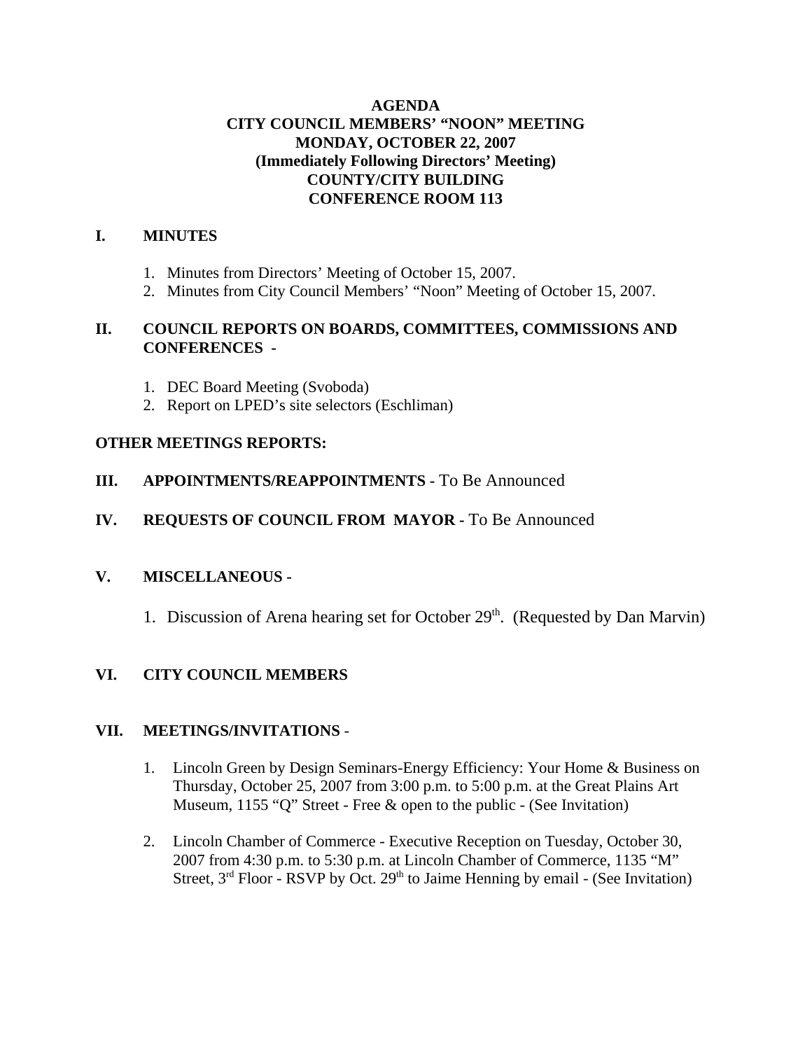**AGENDA**
**CITY COUNCIL MEMBERS' "NOON" MEETING**
**MONDAY, OCTOBER 22, 2007**
**(Immediately Following Directors' Meeting)**
**COUNTY/CITY BUILDING**
**CONFERENCE ROOM 113**

## I. MINUTES

1. Minutes from Directors' Meeting of October 15, 2007.
2. Minutes from City Council Members' "Noon" Meeting of October 15, 2007.

## II. COUNCIL REPORTS ON BOARDS, COMMITTEES, COMMISSIONS AND CONFERENCES -

1. DEC Board Meeting (Svoboda)
2. Report on LPED's site selectors (Eschliman)

**OTHER MEETINGS REPORTS:**

## III. APPOINTMENTS/REAPPOINTMENTS - To Be Announced

## IV. REQUESTS OF COUNCIL FROM MAYOR - To Be Announced

## V. MISCELLANEOUS -

1. Discussion of Arena hearing set for October 29th. (Requested by Dan Marvin)

## VI. CITY COUNCIL MEMBERS

## VII. MEETINGS/INVITATIONS -

1. Lincoln Green by Design Seminars-Energy Efficiency: Your Home & Business on Thursday, October 25, 2007 from 3:00 p.m. to 5:00 p.m. at the Great Plains Art Museum, 1155 "Q" Street - Free & open to the public - (See Invitation)

2. Lincoln Chamber of Commerce - Executive Reception on Tuesday, October 30, 2007 from 4:30 p.m. to 5:30 p.m. at Lincoln Chamber of Commerce, 1135 "M" Street, 3rd Floor - RSVP by Oct. 29th to Jaime Henning by email - (See Invitation)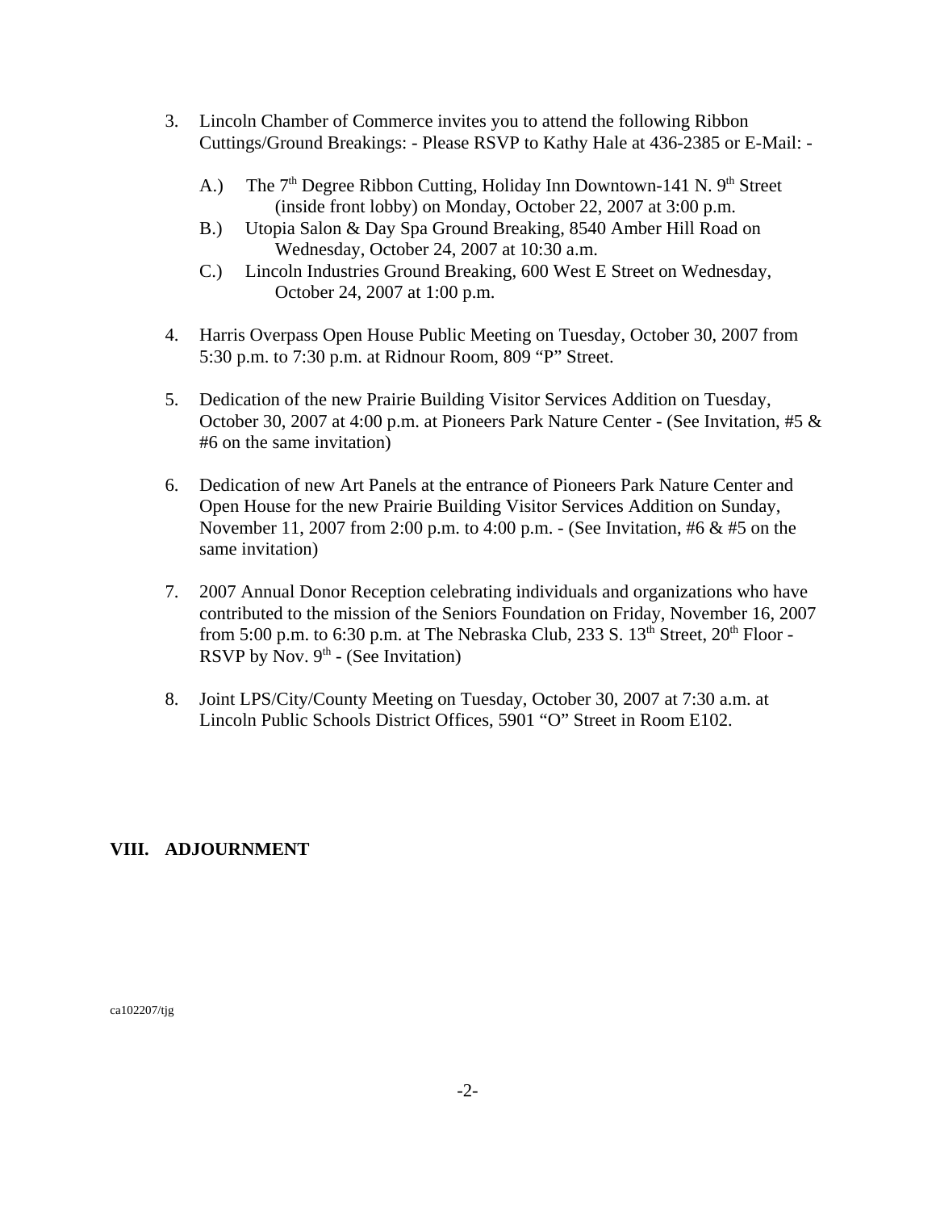3. Lincoln Chamber of Commerce invites you to attend the following Ribbon Cuttings/Ground Breakings: - Please RSVP to Kathy Hale at 436-2385 or E-Mail: -

   A.) The 7th Degree Ribbon Cutting, Holiday Inn Downtown-141 N. 9th Street (inside front lobby) on Monday, October 22, 2007 at 3:00 p.m.

   B.) Utopia Salon & Day Spa Ground Breaking, 8540 Amber Hill Road on Wednesday, October 24, 2007 at 10:30 a.m.

   C.) Lincoln Industries Ground Breaking, 600 West E Street on Wednesday, October 24, 2007 at 1:00 p.m.

4. Harris Overpass Open House Public Meeting on Tuesday, October 30, 2007 from 5:30 p.m. to 7:30 p.m. at Ridnour Room, 809 "P" Street.

5. Dedication of the new Prairie Building Visitor Services Addition on Tuesday, October 30, 2007 at 4:00 p.m. at Pioneers Park Nature Center - (See Invitation, #5 & #6 on the same invitation)

6. Dedication of new Art Panels at the entrance of Pioneers Park Nature Center and Open House for the new Prairie Building Visitor Services Addition on Sunday, November 11, 2007 from 2:00 p.m. to 4:00 p.m. - (See Invitation, #6 & #5 on the same invitation)

7. 2007 Annual Donor Reception celebrating individuals and organizations who have contributed to the mission of the Seniors Foundation on Friday, November 16, 2007 from 5:00 p.m. to 6:30 p.m. at The Nebraska Club, 233 S. 13th Street, 20th Floor - RSVP by Nov. 9th - (See Invitation)

8. Joint LPS/City/County Meeting on Tuesday, October 30, 2007 at 7:30 a.m. at Lincoln Public Schools District Offices, 5901 "O" Street in Room E102.

**VIII. ADJOURNMENT**

ca102207/tjg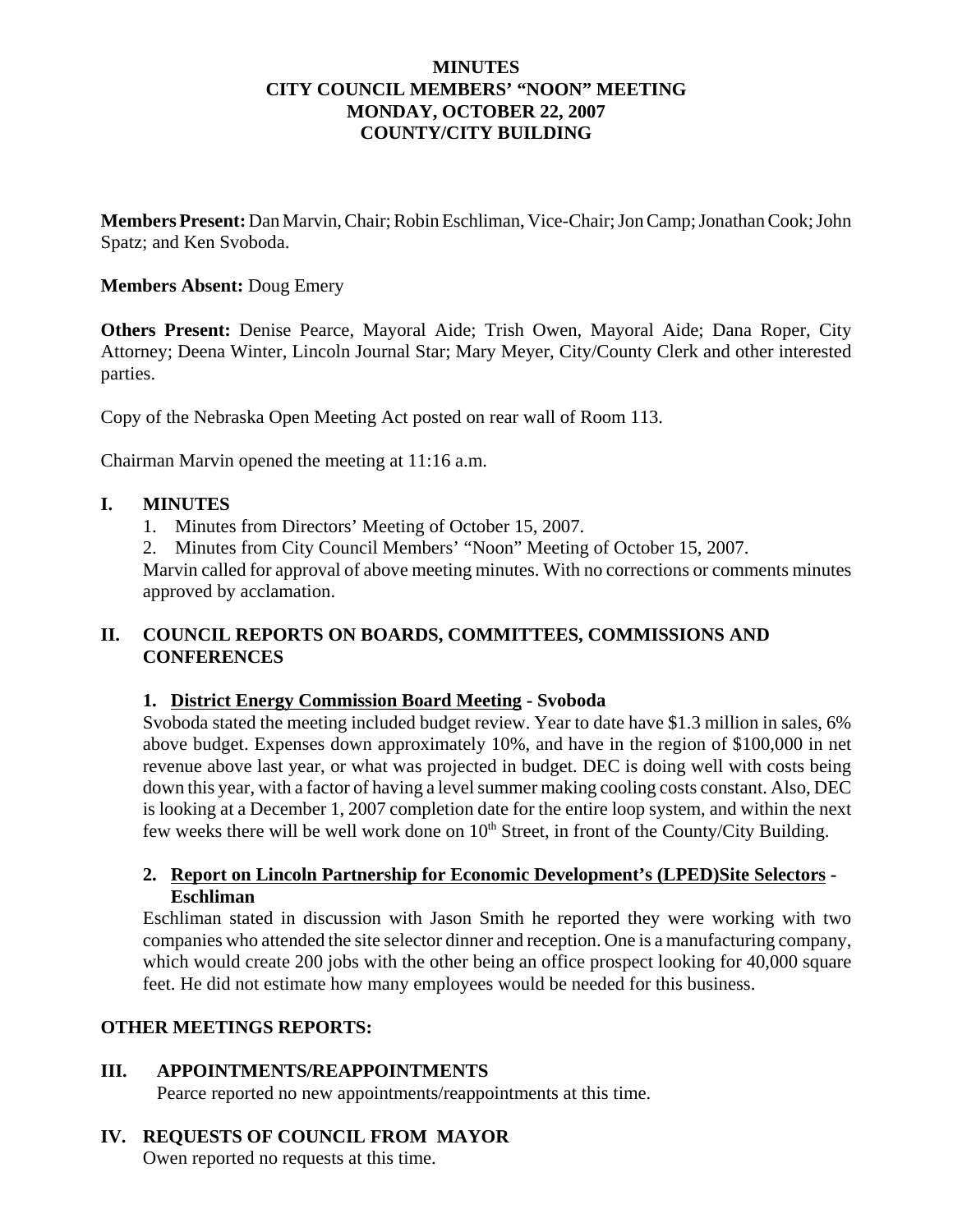**MINUTES**
**CITY COUNCIL MEMBERS' "NOON" MEETING**
**MONDAY, OCTOBER 22, 2007**
**COUNTY/CITY BUILDING**

**Members Present:** Dan Marvin, Chair; Robin Eschliman, Vice-Chair; Jon Camp; Jonathan Cook; John Spatz; and Ken Svoboda.

**Members Absent:** Doug Emery

**Others Present:** Denise Pearce, Mayoral Aide; Trish Owen, Mayoral Aide; Dana Roper, City Attorney; Deena Winter, Lincoln Journal Star; Mary Meyer, City/County Clerk and other interested parties.

Copy of the Nebraska Open Meeting Act posted on rear wall of Room 113.

Chairman Marvin opened the meeting at 11:16 a.m.

## I. MINUTES

1. Minutes from Directors' Meeting of October 15, 2007.
2. Minutes from City Council Members' "Noon" Meeting of October 15, 2007.

Marvin called for approval of above meeting minutes. With no corrections or comments minutes approved by acclamation.

## II. COUNCIL REPORTS ON BOARDS, COMMITTEES, COMMISSIONS AND CONFERENCES

### 1. District Energy Commission Board Meeting - Svoboda

Svoboda stated the meeting included budget review. Year to date have $1.3 million in sales, 6% above budget. Expenses down approximately 10%, and have in the region of $100,000 in net revenue above last year, or what was projected in budget. DEC is doing well with costs being down this year, with a factor of having a level summer making cooling costs constant. Also, DEC is looking at a December 1, 2007 completion date for the entire loop system, and within the next few weeks there will be well work done on 10th Street, in front of the County/City Building.

### 2. Report on Lincoln Partnership for Economic Development's (LPED)Site Selectors - Eschliman

Eschliman stated in discussion with Jason Smith he reported they were working with two companies who attended the site selector dinner and reception. One is a manufacturing company, which would create 200 jobs with the other being an office prospect looking for 40,000 square feet. He did not estimate how many employees would be needed for this business.

**OTHER MEETINGS REPORTS:**

## III. APPOINTMENTS/REAPPOINTMENTS

Pearce reported no new appointments/reappointments at this time.

## IV. REQUESTS OF COUNCIL FROM MAYOR

Owen reported no requests at this time.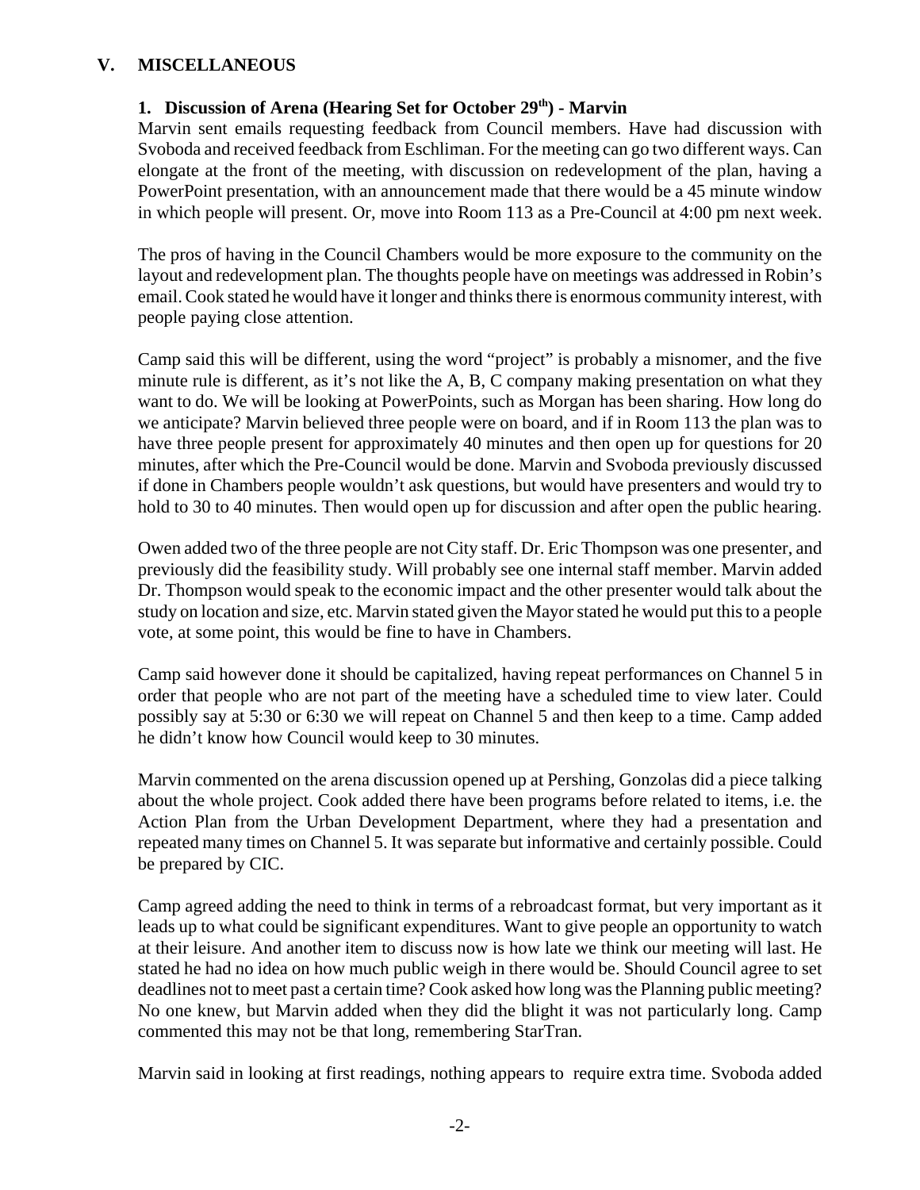## V. MISCELLANEOUS

### 1. Discussion of Arena (Hearing Set for October 29th) - Marvin

Marvin sent emails requesting feedback from Council members. Have had discussion with Svoboda and received feedback from Eschliman. For the meeting can go two different ways. Can elongate at the front of the meeting, with discussion on redevelopment of the plan, having a PowerPoint presentation, with an announcement made that there would be a 45 minute window in which people will present. Or, move into Room 113 as a Pre-Council at 4:00 pm next week.

The pros of having in the Council Chambers would be more exposure to the community on the layout and redevelopment plan. The thoughts people have on meetings was addressed in Robin's email. Cook stated he would have it longer and thinks there is enormous community interest, with people paying close attention.

Camp said this will be different, using the word "project" is probably a misnomer, and the five minute rule is different, as it's not like the A, B, C company making presentation on what they want to do. We will be looking at PowerPoints, such as Morgan has been sharing. How long do we anticipate? Marvin believed three people were on board, and if in Room 113 the plan was to have three people present for approximately 40 minutes and then open up for questions for 20 minutes, after which the Pre-Council would be done. Marvin and Svoboda previously discussed if done in Chambers people wouldn't ask questions, but would have presenters and would try to hold to 30 to 40 minutes. Then would open up for discussion and after open the public hearing.

Owen added two of the three people are not City staff. Dr. Eric Thompson was one presenter, and previously did the feasibility study. Will probably see one internal staff member. Marvin added Dr. Thompson would speak to the economic impact and the other presenter would talk about the study on location and size, etc. Marvin stated given the Mayor stated he would put this to a people vote, at some point, this would be fine to have in Chambers.

Camp said however done it should be capitalized, having repeat performances on Channel 5 in order that people who are not part of the meeting have a scheduled time to view later. Could possibly say at 5:30 or 6:30 we will repeat on Channel 5 and then keep to a time. Camp added he didn't know how Council would keep to 30 minutes.

Marvin commented on the arena discussion opened up at Pershing, Gonzolas did a piece talking about the whole project. Cook added there have been programs before related to items, i.e. the Action Plan from the Urban Development Department, where they had a presentation and repeated many times on Channel 5. It was separate but informative and certainly possible. Could be prepared by CIC.

Camp agreed adding the need to think in terms of a rebroadcast format, but very important as it leads up to what could be significant expenditures. Want to give people an opportunity to watch at their leisure. And another item to discuss now is how late we think our meeting will last. He stated he had no idea on how much public weigh in there would be. Should Council agree to set deadlines not to meet past a certain time? Cook asked how long was the Planning public meeting? No one knew, but Marvin added when they did the blight it was not particularly long. Camp commented this may not be that long, remembering StarTran.

Marvin said in looking at first readings, nothing appears to require extra time. Svoboda added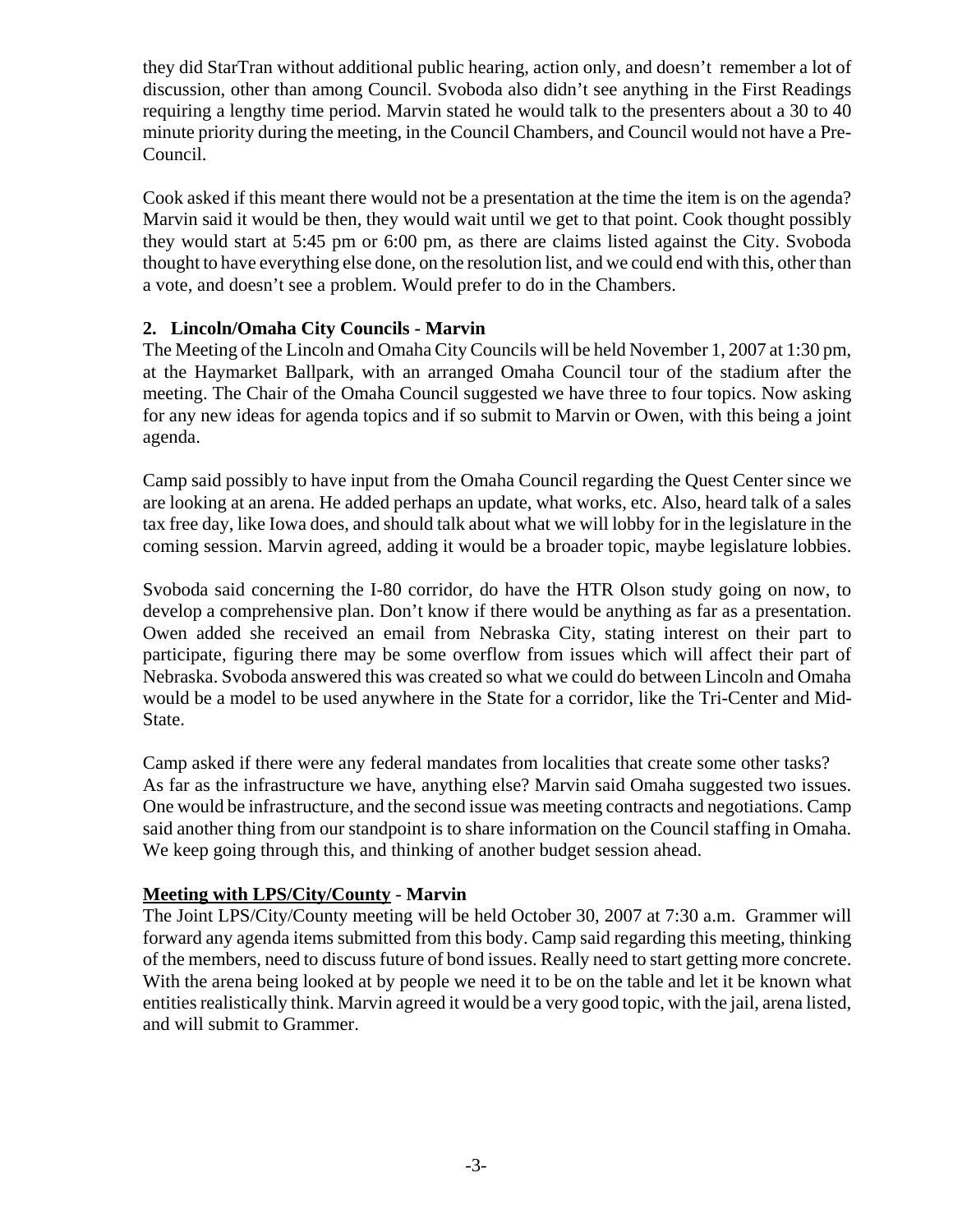they did StarTran without additional public hearing, action only, and doesn't remember a lot of discussion, other than among Council. Svoboda also didn't see anything in the First Readings requiring a lengthy time period. Marvin stated he would talk to the presenters about a 30 to 40 minute priority during the meeting, in the Council Chambers, and Council would not have a Pre-Council.

Cook asked if this meant there would not be a presentation at the time the item is on the agenda? Marvin said it would be then, they would wait until we get to that point. Cook thought possibly they would start at 5:45 pm or 6:00 pm, as there are claims listed against the City. Svoboda thought to have everything else done, on the resolution list, and we could end with this, other than a vote, and doesn't see a problem. Would prefer to do in the Chambers.

**2. Lincoln/Omaha City Councils - Marvin**

The Meeting of the Lincoln and Omaha City Councils will be held November 1, 2007 at 1:30 pm, at the Haymarket Ballpark, with an arranged Omaha Council tour of the stadium after the meeting. The Chair of the Omaha Council suggested we have three to four topics. Now asking for any new ideas for agenda topics and if so submit to Marvin or Owen, with this being a joint agenda.

Camp said possibly to have input from the Omaha Council regarding the Quest Center since we are looking at an arena. He added perhaps an update, what works, etc. Also, heard talk of a sales tax free day, like Iowa does, and should talk about what we will lobby for in the legislature in the coming session. Marvin agreed, adding it would be a broader topic, maybe legislature lobbies.

Svoboda said concerning the I-80 corridor, do have the HTR Olson study going on now, to develop a comprehensive plan. Don't know if there would be anything as far as a presentation. Owen added she received an email from Nebraska City, stating interest on their part to participate, figuring there may be some overflow from issues which will affect their part of Nebraska. Svoboda answered this was created so what we could do between Lincoln and Omaha would be a model to be used anywhere in the State for a corridor, like the Tri-Center and Mid-State.

Camp asked if there were any federal mandates from localities that create some other tasks? As far as the infrastructure we have, anything else? Marvin said Omaha suggested two issues. One would be infrastructure, and the second issue was meeting contracts and negotiations. Camp said another thing from our standpoint is to share information on the Council staffing in Omaha. We keep going through this, and thinking of another budget session ahead.

**<u>Meeting with LPS/City/County</u> - Marvin**

The Joint LPS/City/County meeting will be held October 30, 2007 at 7:30 a.m. Grammer will forward any agenda items submitted from this body. Camp said regarding this meeting, thinking of the members, need to discuss future of bond issues. Really need to start getting more concrete. With the arena being looked at by people we need it to be on the table and let it be known what entities realistically think. Marvin agreed it would be a very good topic, with the jail, arena listed, and will submit to Grammer.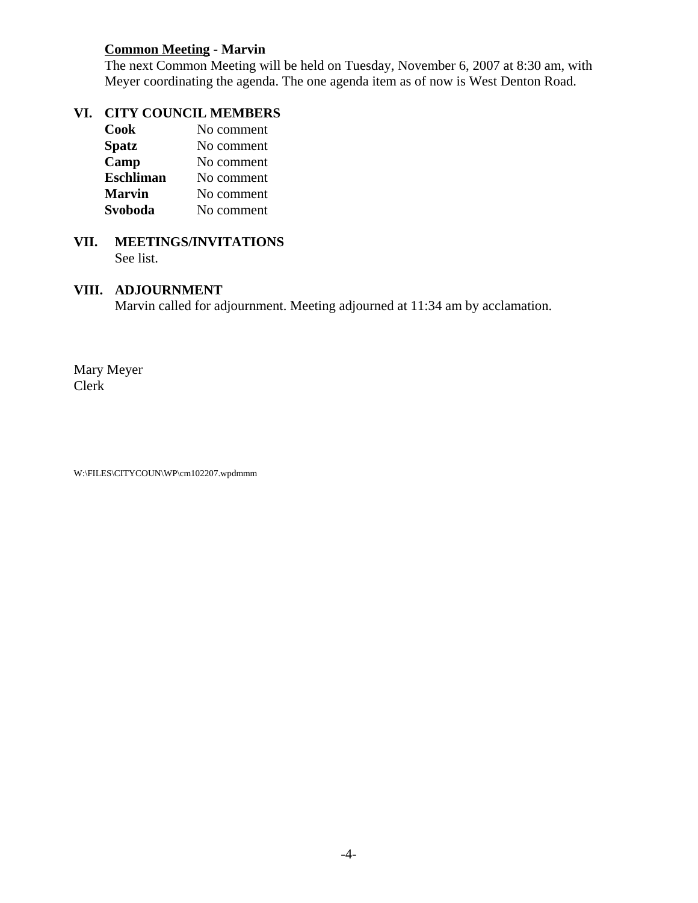**<u>Common Meeting</u> - Marvin**

The next Common Meeting will be held on Tuesday, November 6, 2007 at 8:30 am, with Meyer coordinating the agenda. The one agenda item as of now is West Denton Road.

## VI. CITY COUNCIL MEMBERS

| | |
|---|---|
| **Cook** | No comment |
| **Spatz** | No comment |
| **Camp** | No comment |
| **Eschliman** | No comment |
| **Marvin** | No comment |
| **Svoboda** | No comment |

## VII. MEETINGS/INVITATIONS

See list.

## VIII. ADJOURNMENT

Marvin called for adjournment. Meeting adjourned at 11:34 am by acclamation.

Mary Meyer
Clerk

W:\FILES\CITYCOUN\WP\cm102207.wpdmmm